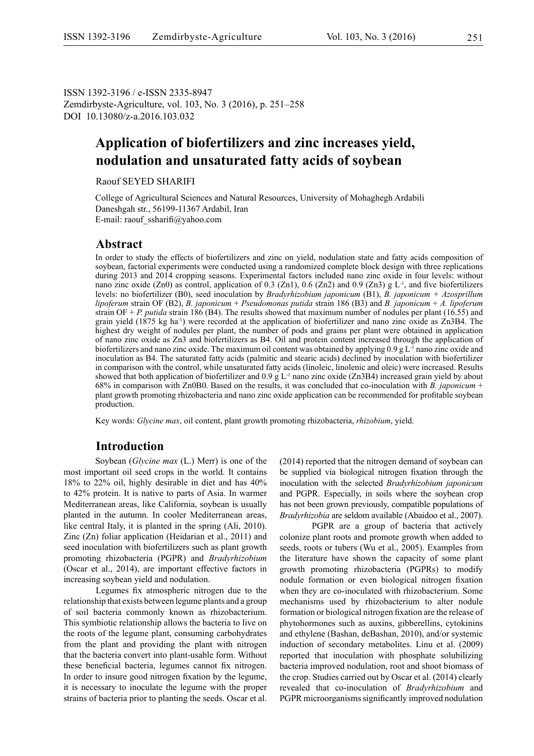ISSN 1392-3196 / e-ISSN 2335-8947
Zemdirbyste-Agriculture, vol. 103, No. 3 (2016), p. 251–258
DOI 10.13080/z-a.2016.103.032

# Application of biofertilizers and zinc increases yield, nodulation and unsaturated fatty acids of soybean

Raouf SEYED SHARIFI

College of Agricultural Sciences and Natural Resources, University of Mohaghegh Ardabili
Daneshgah str., 56199-11367 Ardabil, Iran
E-mail: raouf_ssharifi@yahoo.com

## Abstract

In order to study the effects of biofertilizers and zinc on yield, nodulation state and fatty acids composition of soybean, factorial experiments were conducted using a randomized complete block design with three replications during 2013 and 2014 cropping seasons. Experimental factors included nano zinc oxide in four levels: without nano zinc oxide (Zn0) as control, application of 0.3 (Zn1), 0.6 (Zn2) and 0.9 (Zn3) g $L^{-1}$, and five biofertilizers levels: no biofertilizer (B0), seed inoculation by *Bradyrhizobium japonicum* (B1), *B. japonicum* + *Azosprillum lipoferum* strain OF (B2), *B. japonicum* + *Pseudomonas putida* strain 186 (B3) and *B. japonicum* + *A. lipoferum* strain OF + *P. putida* strain 186 (B4). The results showed that maximum number of nodules per plant (16.55) and grain yield (1875 kg $ha^{-1}$) were recorded at the application of biofertilizer and nano zinc oxide as Zn3B4. The highest dry weight of nodules per plant, the number of pods and grains per plant were obtained in application of nano zinc oxide as Zn3 and biofertilizers as B4. Oil and protein content increased through the application of biofertilizers and nano zinc oxide. The maximum oil content was obtained by applying 0.9 g $L^{-1}$ nano zinc oxide and inoculation as B4. The saturated fatty acids (palmitic and stearic acids) declined by inoculation with biofertilizer in comparison with the control, while unsaturated fatty acids (linoleic, linolenic and oleic) were increased. Results showed that both application of biofertilizer and 0.9 g $L^{-1}$ nano zinc oxide (Zn3B4) increased grain yield by about 68% in comparison with Zn0B0. Based on the results, it was concluded that co-inoculation with *B. japonicum* + plant growth promoting rhizobacteria and nano zinc oxide application can be recommended for profitable soybean production.

Key words: *Glycine max*, oil content, plant growth promoting rhizobacteria, *rhizobium*, yield.

## Introduction

Soybean (*Glycine max* (L.) Merr) is one of the most important oil seed crops in the world. It contains 18% to 22% oil, highly desirable in diet and has 40% to 42% protein. It is native to parts of Asia. In warmer Mediterranean areas, like California, soybean is usually planted in the autumn. In cooler Mediterranean areas, like central Italy, it is planted in the spring (Ali, 2010). Zinc (Zn) foliar application (Heidarian et al., 2011) and seed inoculation with biofertilizers such as plant growth promoting rhizobacteria (PGPR) and *Bradyrhizobium* (Oscar et al., 2014), are important effective factors in increasing soybean yield and nodulation.

Legumes fix atmospheric nitrogen due to the relationship that exists between legume plants and a group of soil bacteria commonly known as rhizobacterium. This symbiotic relationship allows the bacteria to live on the roots of the legume plant, consuming carbohydrates from the plant and providing the plant with nitrogen that the bacteria convert into plant-usable form. Without these beneficial bacteria, legumes cannot fix nitrogen. In order to insure good nitrogen fixation by the legume, it is necessary to inoculate the legume with the proper strains of bacteria prior to planting the seeds. Oscar et al. (2014) reported that the nitrogen demand of soybean can be supplied via biological nitrogen fixation through the inoculation with the selected *Bradyrhizobium japonicum* and PGPR. Especially, in soils where the soybean crop has not been grown previously, compatible populations of *Bradyrhizobia* are seldom available (Abaidoo et al., 2007).

PGPR are a group of bacteria that actively colonize plant roots and promote growth when added to seeds, roots or tubers (Wu et al., 2005). Examples from the literature have shown the capacity of some plant growth promoting rhizobacteria (PGPRs) to modify nodule formation or even biological nitrogen fixation when they are co-inoculated with rhizobacterium. Some mechanisms used by rhizobacterium to alter nodule formation or biological nitrogen fixation are the release of phytohormones such as auxins, gibberellins, cytokinins and ethylene (Bashan, deBashan, 2010), and/or systemic induction of secondary metabolites. Linu et al. (2009) reported that inoculation with phosphate solubilizing bacteria improved nodulation, root and shoot biomass of the crop. Studies carried out by Oscar et al. (2014) clearly revealed that co-inoculation of *Bradyrhizobium* and PGPR microorganisms significantly improved nodulation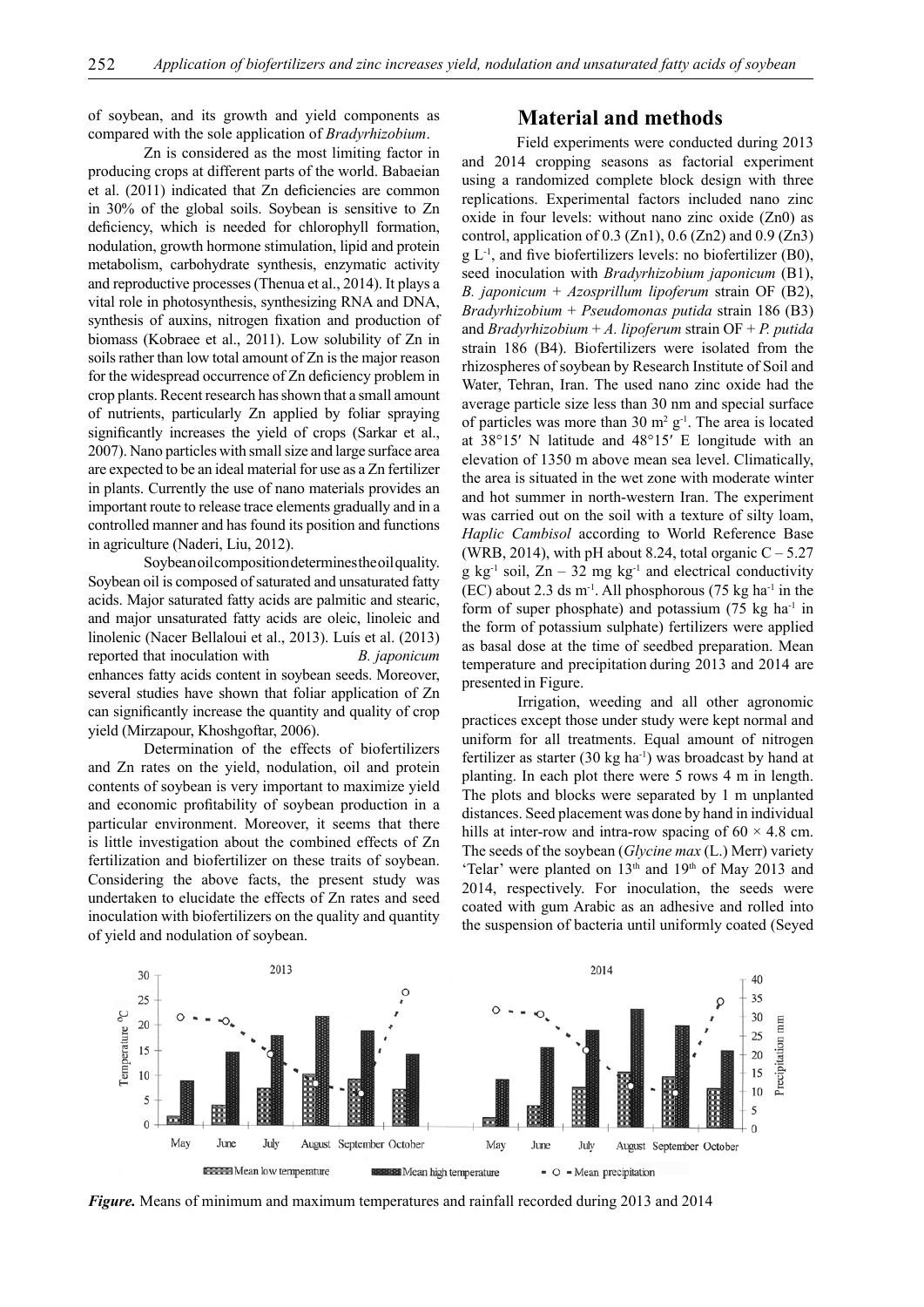of soybean, and its growth and yield components as compared with the sole application of *Bradyrhizobium*.

Zn is considered as the most limiting factor in producing crops at different parts of the world. Babaeian et al. (2011) indicated that Zn deficiencies are common in 30% of the global soils. Soybean is sensitive to Zn deficiency, which is needed for chlorophyll formation, nodulation, growth hormone stimulation, lipid and protein metabolism, carbohydrate synthesis, enzymatic activity and reproductive processes (Thenua et al., 2014). It plays a vital role in photosynthesis, synthesizing RNA and DNA, synthesis of auxins, nitrogen fixation and production of biomass (Kobraee et al., 2011). Low solubility of Zn in soils rather than low total amount of Zn is the major reason for the widespread occurrence of Zn deficiency problem in crop plants. Recent research has shown that a small amount of nutrients, particularly Zn applied by foliar spraying significantly increases the yield of crops (Sarkar et al., 2007). Nano particles with small size and large surface area are expected to be an ideal material for use as a Zn fertilizer in plants. Currently the use of nano materials provides an important route to release trace elements gradually and in a controlled manner and has found its position and functions in agriculture (Naderi, Liu, 2012).

Soybean oil composition determines the oil quality. Soybean oil is composed of saturated and unsaturated fatty acids. Major saturated fatty acids are palmitic and stearic, and major unsaturated fatty acids are oleic, linoleic and linolenic (Nacer Bellaloui et al., 2013). Luís et al. (2013) reported that inoculation with *B. japonicum* enhances fatty acids content in soybean seeds. Moreover, several studies have shown that foliar application of Zn can significantly increase the quantity and quality of crop yield (Mirzapour, Khoshgoftar, 2006).

Determination of the effects of biofertilizers and Zn rates on the yield, nodulation, oil and protein contents of soybean is very important to maximize yield and economic profitability of soybean production in a particular environment. Moreover, it seems that there is little investigation about the combined effects of Zn fertilization and biofertilizer on these traits of soybean. Considering the above facts, the present study was undertaken to elucidate the effects of Zn rates and seed inoculation with biofertilizers on the quality and quantity of yield and nodulation of soybean.

## Material and methods

Field experiments were conducted during 2013 and 2014 cropping seasons as factorial experiment using a randomized complete block design with three replications. Experimental factors included nano zinc oxide in four levels: without nano zinc oxide (Zn0) as control, application of 0.3 (Zn1), 0.6 (Zn2) and 0.9 (Zn3) g $L^{-1}$, and five biofertilizers levels: no biofertilizer (B0), seed inoculation with *Bradyrhizobium japonicum* (B1), *B. japonicum* + *Azosprillum lipoferum* strain OF (B2), *Bradyrhizobium* + *Pseudomonas putida* strain 186 (B3) and *Bradyrhizobium* + *A. lipoferum* strain OF + *P. putida* strain 186 (B4). Biofertilizers were isolated from the rhizospheres of soybean by Research Institute of Soil and Water, Tehran, Iran. The used nano zinc oxide had the average particle size less than 30 nm and special surface of particles was more than 30 $m^2$ $g^{-1}$. The area is located at 38°15′ N latitude and 48°15′ E longitude with an elevation of 1350 m above mean sea level. Climatically, the area is situated in the wet zone with moderate winter and hot summer in north-western Iran. The experiment was carried out on the soil with a texture of silty loam, *Haplic Cambisol* according to World Reference Base (WRB, 2014), with pH about 8.24, total organic C – 5.27 g $kg^{-1}$ soil, Zn – 32 mg $kg^{-1}$ and electrical conductivity (EC) about 2.3 ds $m^{-1}$. All phosphorous (75 kg $ha^{-1}$ in the form of super phosphate) and potassium (75 kg $ha^{-1}$ in the form of potassium sulphate) fertilizers were applied as basal dose at the time of seedbed preparation. Mean temperature and precipitation during 2013 and 2014 are presented in Figure.

Irrigation, weeding and all other agronomic practices except those under study were kept normal and uniform for all treatments. Equal amount of nitrogen fertilizer as starter (30 kg $ha^{-1}$) was broadcast by hand at planting. In each plot there were 5 rows 4 m in length. The plots and blocks were separated by 1 m unplanted distances. Seed placement was done by hand in individual hills at inter-row and intra-row spacing of 60 × 4.8 cm. The seeds of the soybean (*Glycine max* (L.) Merr) variety 'Telar' were planted on 13[th] and 19[th] of May 2013 and 2014, respectively. For inoculation, the seeds were coated with gum Arabic as an adhesive and rolled into the suspension of bacteria until uniformly coated (Seyed

2013
2014
Temperature °C
Precipitation mm
May June July August September October
Mean low temperature
Mean high temperature
Mean precipitation

***Figure.*** Means of minimum and maximum temperatures and rainfall recorded during 2013 and 2014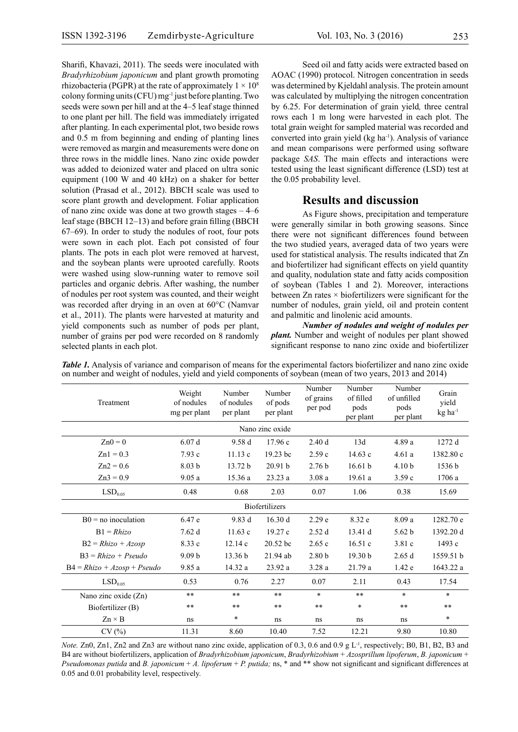Sharifi, Khavazi, 2011). The seeds were inoculated with *Bradyrhizobium japonicum* and plant growth promoting rhizobacteria (PGPR) at the rate of approximately $1 \times 10^8$ colony forming units (CFU) mg$^{-1}$ just before planting. Two seeds were sown per hill and at the 4–5 leaf stage thinned to one plant per hill. The field was immediately irrigated after planting. In each experimental plot, two beside rows and 0.5 m from beginning and ending of planting lines were removed as margin and measurements were done on three rows in the middle lines. Nano zinc oxide powder was added to deionized water and placed on ultra sonic equipment (100 W and 40 kHz) on a shaker for better solution (Prasad et al., 2012). BBCH scale was used to score plant growth and development. Foliar application of nano zinc oxide was done at two growth stages – 4–6 leaf stage (BBCH 12–13) and before grain filling (BBCH 67–69). In order to study the nodules of root, four pots were sown in each plot. Each pot consisted of four plants. The pots in each plot were removed at harvest, and the soybean plants were uprooted carefully. Roots were washed using slow-running water to remove soil particles and organic debris. After washing, the number of nodules per root system was counted, and their weight was recorded after drying in an oven at 60°C (Namvar et al., 2011). The plants were harvested at maturity and yield components such as number of pods per plant, number of grains per pod were recorded on 8 randomly selected plants in each plot.

Seed oil and fatty acids were extracted based on AOAC (1990) protocol. Nitrogen concentration in seeds was determined by Kjeldahl analysis. The protein amount was calculated by multiplying the nitrogen concentration by 6.25. For determination of grain yield*,* three central rows each 1 m long were harvested in each plot. The total grain weight for sampled material was recorded and converted into grain yield (kg ha$^{-1}$). Analysis of variance and mean comparisons were performed using software package *SAS*. The main effects and interactions were tested using the least significant difference (LSD) test at the 0.05 probability level.

## Results and discussion

As Figure shows, precipitation and temperature were generally similar in both growing seasons. Since there were not significant differences found between the two studied years, averaged data of two years were used for statistical analysis. The results indicated that Zn and biofertilizer had significant effects on yield quantity and quality, nodulation state and fatty acids composition of soybean (Tables 1 and 2). Moreover, interactions between Zn rates × biofertilizers were significant for the number of nodules, grain yield, oil and protein content and palmitic and linolenic acid amounts.

***Number of nodules and weight of nodules per plant.*** Number and weight of nodules per plant showed significant response to nano zinc oxide and biofertilizer

***Table 1.*** Analysis of variance and comparison of means for the experimental factors biofertilizer and nano zinc oxide on number and weight of nodules, yield and yield components of soybean (mean of two years, 2013 and 2014)

| Treatment | Weight of nodules mg per plant | Number of nodules per plant | Number of pods per plant | Number of grains per pod | Number of filled pods per plant | Number of unfilled pods per plant | Grain yield kg ha$^{-1}$ |
|---|---|---|---|---|---|---|---|
| Nano zinc oxide | | | | | | | |
| Zn0 = 0 | 6.07 d | 9.58 d | 17.96 c | 2.40 d | 13d | 4.89 a | 1272 d |
| Zn1 = 0.3 | 7.93 c | 11.13 c | 19.23 bc | 2.59 c | 14.63 c | 4.61 a | 1382.80 c |
| Zn2 = 0.6 | 8.03 b | 13.72 b | 20.91 b | 2.76 b | 16.61 b | 4.10 b | 1536 b |
| Zn3 = 0.9 | 9.05 a | 15.36 a | 23.23 a | 3.08 a | 19.61 a | 3.59 c | 1706 a |
| $LSD_{0.05}$ | 0.48 | 0.68 | 2.03 | 0.07 | 1.06 | 0.38 | 15.69 |
| Biofertilizers | | | | | | | |
| B0 = no inoculation | 6.47 e | 9.83 d | 16.30 d | 2.29 e | 8.32 e | 8.09 a | 1282.70 e |
| B1 = *Rhizo* | 7.62 d | 11.63 c | 19.27 c | 2.52 d | 13.41 d | 5.62 b | 1392.20 d |
| B2 = *Rhizo* + *Azosp* | 8.33 c | 12.14 c | 20.52 bc | 2.65 c | 16.51 c | 3.81 c | 1493 c |
| B3 = *Rhizo* + *Pseudo* | 9.09 b | 13.36 b | 21.94 ab | 2.80 b | 19.30 b | 2.65 d | 1559.51 b |
| B4 = *Rhizo* + *Azosp* + *Pseudo* | 9.85 a | 14.32 a | 23.92 a | 3.28 a | 21.79 a | 1.42 e | 1643.22 a |
| $LSD_{0.05}$ | 0.53 | 0.76 | 2.27 | 0.07 | 2.11 | 0.43 | 17.54 |
| Nano zinc oxide (Zn) | ** | ** | ** | * | ** | * | * |
| Biofertilizer (B) | ** | ** | ** | ** | * | ** | ** |
| Zn × B | ns | * | ns | ns | ns | ns | * |
| CV (%) | 11.31 | 8.60 | 10.40 | 7.52 | 12.21 | 9.80 | 10.80 |

*Note.* Zn0, Zn1, Zn2 and Zn3 are without nano zinc oxide, application of 0.3, 0.6 and 0.9 g L$^{-1}$, respectively; B0, B1, B2, B3 and B4 are without biofertilizers, application of *Bradyrhizobium japonicum*, *Bradyrhizobium* + *Azosprillum lipoferum*, *B. japonicum* + *Pseudomonas putida* and *B. japonicum* + *A. lipoferum* + *P. putida;* ns, * and ** show not significant and significant differences at 0.05 and 0.01 probability level, respectively.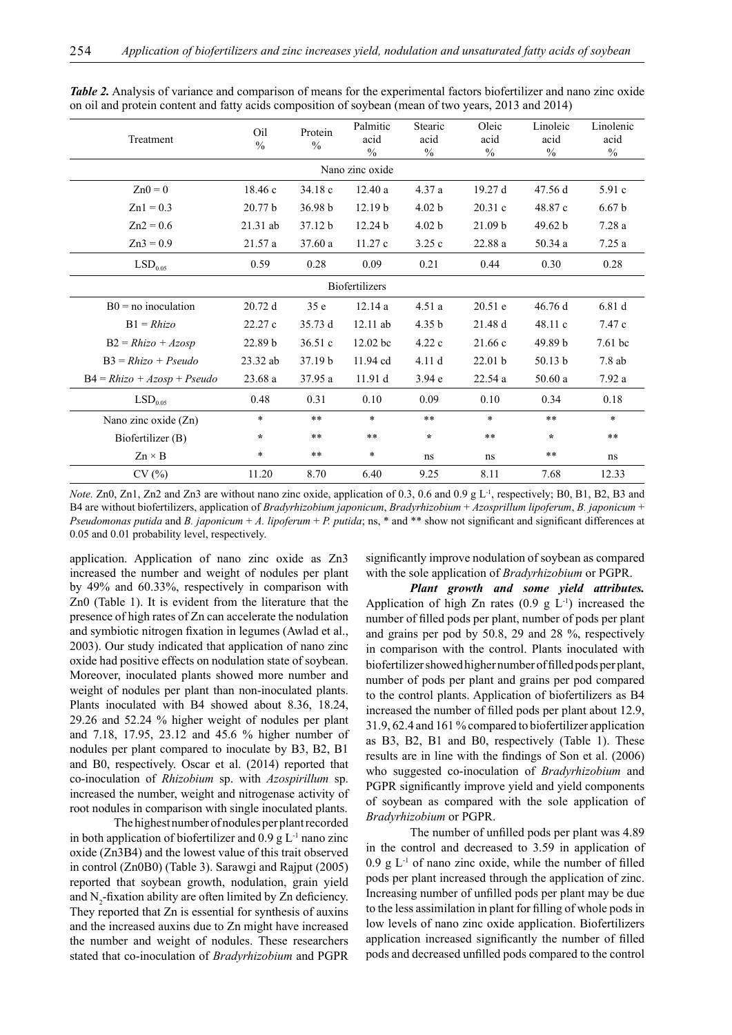*Table 2.* Analysis of variance and comparison of means for the experimental factors biofertilizer and nano zinc oxide on oil and protein content and fatty acids composition of soybean (mean of two years, 2013 and 2014)

| Treatment | Oil % | Protein % | Palmitic acid % | Stearic acid % | Oleic acid % | Linoleic acid % | Linolenic acid % |
|---|---|---|---|---|---|---|---|
| Nano zinc oxide | | | | | | | |
| Zn0 = 0 | 18.46 c | 34.18 c | 12.40 a | 4.37 a | 19.27 d | 47.56 d | 5.91 c |
| Zn1 = 0.3 | 20.77 b | 36.98 b | 12.19 b | 4.02 b | 20.31 c | 48.87 c | 6.67 b |
| Zn2 = 0.6 | 21.31 ab | 37.12 b | 12.24 b | 4.02 b | 21.09 b | 49.62 b | 7.28 a |
| Zn3 = 0.9 | 21.57 a | 37.60 a | 11.27 c | 3.25 c | 22.88 a | 50.34 a | 7.25 a |
| $LSD_{0.05}$ | 0.59 | 0.28 | 0.09 | 0.21 | 0.44 | 0.30 | 0.28 |
| Biofertilizers | | | | | | | |
| B0 = no inoculation | 20.72 d | 35 e | 12.14 a | 4.51 a | 20.51 e | 46.76 d | 6.81 d |
| B1 = *Rhizo* | 22.27 c | 35.73 d | 12.11 ab | 4.35 b | 21.48 d | 48.11 c | 7.47 c |
| B2 = *Rhizo + Azosp* | 22.89 b | 36.51 c | 12.02 bc | 4.22 c | 21.66 c | 49.89 b | 7.61 bc |
| B3 = *Rhizo + Pseudo* | 23.32 ab | 37.19 b | 11.94 cd | 4.11 d | 22.01 b | 50.13 b | 7.8 ab |
| B4 = *Rhizo + Azosp + Pseudo* | 23.68 a | 37.95 a | 11.91 d | 3.94 e | 22.54 a | 50.60 a | 7.92 a |
| $LSD_{0.05}$ | 0.48 | 0.31 | 0.10 | 0.09 | 0.10 | 0.34 | 0.18 |
| Nano zinc oxide (Zn) | * | ** | * | ** | * | ** | * |
| Biofertilizer (B) | * | ** | ** | * | ** | * | ** |
| Zn × B | * | ** | * | ns | ns | ** | ns |
| CV (%) | 11.20 | 8.70 | 6.40 | 9.25 | 8.11 | 7.68 | 12.33 |

*Note.* Zn0, Zn1, Zn2 and Zn3 are without nano zinc oxide, application of 0.3, 0.6 and 0.9 g $L^{-1}$, respectively; B0, B1, B2, B3 and B4 are without biofertilizers, application of *Bradyrhizobium japonicum*, *Bradyrhizobium* + *Azosprillum lipoferum*, *B. japonicum* + *Pseudomonas putida* and *B. japonicum* + *A. lipoferum* + *P. putida*; ns, * and ** show not significant and significant differences at 0.05 and 0.01 probability level, respectively.

application. Application of nano zinc oxide as Zn3 increased the number and weight of nodules per plant by 49% and 60.33%, respectively in comparison with Zn0 (Table 1). It is evident from the literature that the presence of high rates of Zn can accelerate the nodulation and symbiotic nitrogen fixation in legumes (Awlad et al., 2003). Our study indicated that application of nano zinc oxide had positive effects on nodulation state of soybean. Moreover, inoculated plants showed more number and weight of nodules per plant than non-inoculated plants. Plants inoculated with B4 showed about 8.36, 18.24, 29.26 and 52.24 % higher weight of nodules per plant and 7.18, 17.95, 23.12 and 45.6 % higher number of nodules per plant compared to inoculate by B3, B2, B1 and B0, respectively. Oscar et al. (2014) reported that co-inoculation of *Rhizobium* sp. with *Azospirillum* sp. increased the number, weight and nitrogenase activity of root nodules in comparison with single inoculated plants.

The highest number of nodules per plant recorded in both application of biofertilizer and 0.9 g $L^{-1}$ nano zinc oxide (Zn3B4) and the lowest value of this trait observed in control (Zn0B0) (Table 3). Sarawgi and Rajput (2005) reported that soybean growth, nodulation, grain yield and $N_2$-fixation ability are often limited by Zn deficiency. They reported that Zn is essential for synthesis of auxins and the increased auxins due to Zn might have increased the number and weight of nodules. These researchers stated that co-inoculation of *Bradyrhizobium* and PGPR significantly improve nodulation of soybean as compared with the sole application of *Bradyrhizobium* or PGPR.

***Plant growth and some yield attributes.*** Application of high Zn rates (0.9 g $L^{-1}$) increased the number of filled pods per plant, number of pods per plant and grains per pod by 50.8, 29 and 28 %, respectively in comparison with the control. Plants inoculated with biofertilizer showed higher number of filled pods per plant, number of pods per plant and grains per pod compared to the control plants. Application of biofertilizers as B4 increased the number of filled pods per plant about 12.9, 31.9, 62.4 and 161 % compared to biofertilizer application as B3, B2, B1 and B0, respectively (Table 1). These results are in line with the findings of Son et al. (2006) who suggested co-inoculation of *Bradyrhizobium* and PGPR significantly improve yield and yield components of soybean as compared with the sole application of *Bradyrhizobium* or PGPR.

The number of unfilled pods per plant was 4.89 in the control and decreased to 3.59 in application of 0.9 g $L^{-1}$ of nano zinc oxide, while the number of filled pods per plant increased through the application of zinc. Increasing number of unfilled pods per plant may be due to the less assimilation in plant for filling of whole pods in low levels of nano zinc oxide application. Biofertilizers application increased significantly the number of filled pods and decreased unfilled pods compared to the control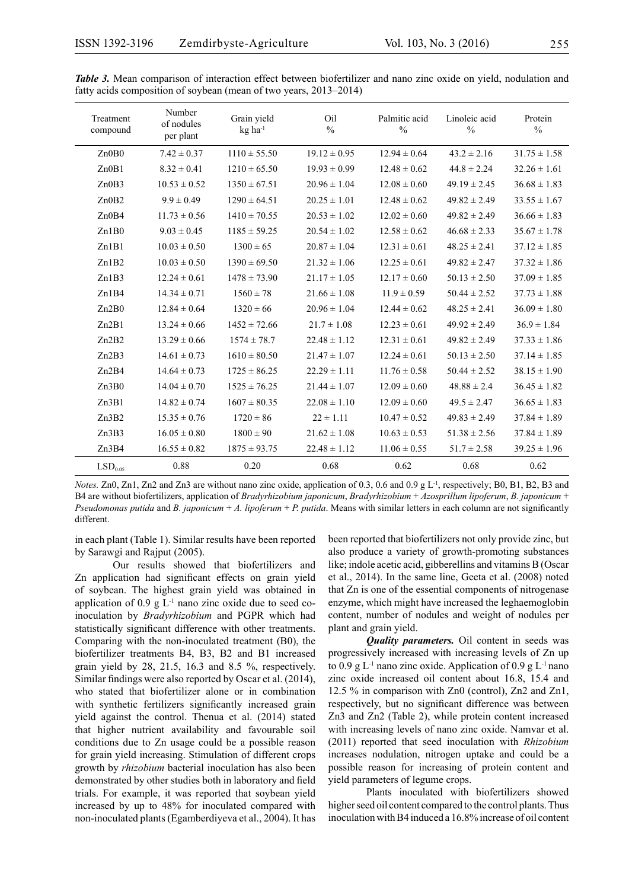***Table 3.*** Mean comparison of interaction effect between biofertilizer and nano zinc oxide on yield, nodulation and fatty acids composition of soybean (mean of two years, 2013–2014)

| Treatment compound | Number of nodules per plant | Grain yield kg ha$^{-1}$ | Oil % | Palmitic acid % | Linoleic acid % | Protein % |
|---|---|---|---|---|---|---|
| Zn0B0 | 7.42 ± 0.37 | 1110 ± 55.50 | 19.12 ± 0.95 | 12.94 ± 0.64 | 43.2 ± 2.16 | 31.75 ± 1.58 |
| Zn0B1 | 8.32 ± 0.41 | 1210 ± 65.50 | 19.93 ± 0.99 | 12.48 ± 0.62 | 44.8 ± 2.24 | 32.26 ± 1.61 |
| Zn0B3 | 10.53 ± 0.52 | 1350 ± 67.51 | 20.96 ± 1.04 | 12.08 ± 0.60 | 49.19 ± 2.45 | 36.68 ± 1.83 |
| Zn0B2 | 9.9 ± 0.49 | 1290 ± 64.51 | 20.25 ± 1.01 | 12.48 ± 0.62 | 49.82 ± 2.49 | 33.55 ± 1.67 |
| Zn0B4 | 11.73 ± 0.56 | 1410 ± 70.55 | 20.53 ± 1.02 | 12.02 ± 0.60 | 49.82 ± 2.49 | 36.66 ± 1.83 |
| Zn1B0 | 9.03 ± 0.45 | 1185 ± 59.25 | 20.54 ± 1.02 | 12.58 ± 0.62 | 46.68 ± 2.33 | 35.67 ± 1.78 |
| Zn1B1 | 10.03 ± 0.50 | 1300 ± 65 | 20.87 ± 1.04 | 12.31 ± 0.61 | 48.25 ± 2.41 | 37.12 ± 1.85 |
| Zn1B2 | 10.03 ± 0.50 | 1390 ± 69.50 | 21.32 ± 1.06 | 12.25 ± 0.61 | 49.82 ± 2.47 | 37.32 ± 1.86 |
| Zn1B3 | 12.24 ± 0.61 | 1478 ± 73.90 | 21.17 ± 1.05 | 12.17 ± 0.60 | 50.13 ± 2.50 | 37.09 ± 1.85 |
| Zn1B4 | 14.34 ± 0.71 | 1560 ± 78 | 21.66 ± 1.08 | 11.9 ± 0.59 | 50.44 ± 2.52 | 37.73 ± 1.88 |
| Zn2B0 | 12.84 ± 0.64 | 1320 ± 66 | 20.96 ± 1.04 | 12.44 ± 0.62 | 48.25 ± 2.41 | 36.09 ± 1.80 |
| Zn2B1 | 13.24 ± 0.66 | 1452 ± 72.66 | 21.7 ± 1.08 | 12.23 ± 0.61 | 49.92 ± 2.49 | 36.9 ± 1.84 |
| Zn2B2 | 13.29 ± 0.66 | 1574 ± 78.7 | 22.48 ± 1.12 | 12.31 ± 0.61 | 49.82 ± 2.49 | 37.33 ± 1.86 |
| Zn2B3 | 14.61 ± 0.73 | 1610 ± 80.50 | 21.47 ± 1.07 | 12.24 ± 0.61 | 50.13 ± 2.50 | 37.14 ± 1.85 |
| Zn2B4 | 14.64 ± 0.73 | 1725 ± 86.25 | 22.29 ± 1.11 | 11.76 ± 0.58 | 50.44 ± 2.52 | 38.15 ± 1.90 |
| Zn3B0 | 14.04 ± 0.70 | 1525 ± 76.25 | 21.44 ± 1.07 | 12.09 ± 0.60 | 48.88 ± 2.4 | 36.45 ± 1.82 |
| Zn3B1 | 14.82 ± 0.74 | 1607 ± 80.35 | 22.08 ± 1.10 | 12.09 ± 0.60 | 49.5 ± 2.47 | 36.65 ± 1.83 |
| Zn3B2 | 15.35 ± 0.76 | 1720 ± 86 | 22 ± 1.11 | 10.47 ± 0.52 | 49.83 ± 2.49 | 37.84 ± 1.89 |
| Zn3B3 | 16.05 ± 0.80 | 1800 ± 90 | 21.62 ± 1.08 | 10.63 ± 0.53 | 51.38 ± 2.56 | 37.84 ± 1.89 |
| Zn3B4 | 16.55 ± 0.82 | 1875 ± 93.75 | 22.48 ± 1.12 | 11.06 ± 0.55 | 51.7 ± 2.58 | 39.25 ± 1.96 |
| $LSD_{0.05}$ | 0.88 | 0.20 | 0.68 | 0.62 | 0.68 | 0.62 |

*Notes.* Zn0, Zn1, Zn2 and Zn3 are without nano zinc oxide, application of 0.3, 0.6 and 0.9 g L$^{-1}$, respectively; B0, B1, B2, B3 and B4 are without biofertilizers, application of *Bradyrhizobium japonicum*, *Bradyrhizobium* + *Azosprillum lipoferum*, *B. japonicum* + *Pseudomonas putida* and *B. japonicum* + *A. lipoferum* + *P. putida*. Means with similar letters in each column are not significantly different.

in each plant (Table 1). Similar results have been reported by Sarawgi and Rajput (2005).

Our results showed that biofertilizers and Zn application had significant effects on grain yield of soybean. The highest grain yield was obtained in application of 0.9 g L$^{-1}$ nano zinc oxide due to seed co-inoculation by *Bradyrhizobium* and PGPR which had statistically significant difference with other treatments. Comparing with the non-inoculated treatment (B0), the biofertilizer treatments B4, B3, B2 and B1 increased grain yield by 28, 21.5, 16.3 and 8.5 %, respectively. Similar findings were also reported by Oscar et al. (2014), who stated that biofertilizer alone or in combination with synthetic fertilizers significantly increased grain yield against the control. Thenua et al. (2014) stated that higher nutrient availability and favourable soil conditions due to Zn usage could be a possible reason for grain yield increasing. Stimulation of different crops growth by *rhizobium* bacterial inoculation has also been demonstrated by other studies both in laboratory and field trials. For example, it was reported that soybean yield increased by up to 48% for inoculated compared with non-inoculated plants (Egamberdiyeva et al., 2004). It has been reported that biofertilizers not only provide zinc, but also produce a variety of growth-promoting substances like; indole acetic acid, gibberellins and vitamins B (Oscar et al., 2014). In the same line, Geeta et al. (2008) noted that Zn is one of the essential components of nitrogenase enzyme, which might have increased the leghaemoglobin content, number of nodules and weight of nodules per plant and grain yield.

***Quality parameters.*** Oil content in seeds was progressively increased with increasing levels of Zn up to 0.9 g L$^{-1}$ nano zinc oxide. Application of 0.9 g L$^{-1}$ nano zinc oxide increased oil content about 16.8, 15.4 and 12.5 % in comparison with Zn0 (control), Zn2 and Zn1, respectively, but no significant difference was between Zn3 and Zn2 (Table 2), while protein content increased with increasing levels of nano zinc oxide. Namvar et al. (2011) reported that seed inoculation with *Rhizobium* increases nodulation, nitrogen uptake and could be a possible reason for increasing of protein content and yield parameters of legume crops.

Plants inoculated with biofertilizers showed higher seed oil content compared to the control plants. Thus inoculation with B4 induced a 16.8% increase of oil content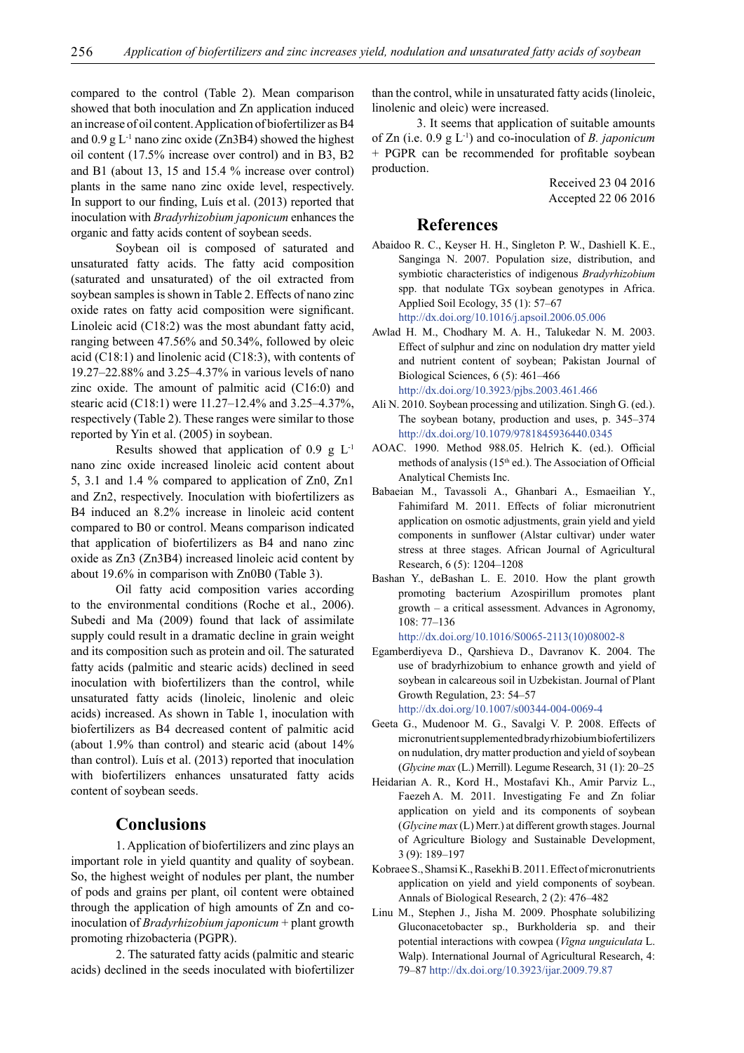compared to the control (Table 2). Mean comparison showed that both inoculation and Zn application induced an increase of oil content. Application of biofertilizer as B4 and 0.9 g $L^{-1}$ nano zinc oxide (Zn3B4) showed the highest oil content (17.5% increase over control) and in B3, B2 and B1 (about 13, 15 and 15.4 % increase over control) plants in the same nano zinc oxide level, respectively. In support to our finding, Luís et al. (2013) reported that inoculation with *Bradyrhizobium japonicum* enhances the organic and fatty acids content of soybean seeds.

Soybean oil is composed of saturated and unsaturated fatty acids. The fatty acid composition (saturated and unsaturated) of the oil extracted from soybean samples is shown in Table 2. Effects of nano zinc oxide rates on fatty acid composition were significant. Linoleic acid (C18:2) was the most abundant fatty acid, ranging between 47.56% and 50.34%, followed by oleic acid (C18:1) and linolenic acid (C18:3), with contents of 19.27–22.88% and 3.25–4.37% in various levels of nano zinc oxide. The amount of palmitic acid (C16:0) and stearic acid (C18:1) were 11.27–12.4% and 3.25–4.37%, respectively (Table 2). These ranges were similar to those reported by Yin et al. (2005) in soybean.

Results showed that application of 0.9 g $L^{-1}$ nano zinc oxide increased linoleic acid content about 5, 3.1 and 1.4 % compared to application of Zn0, Zn1 and Zn2, respectively. Inoculation with biofertilizers as B4 induced an 8.2% increase in linoleic acid content compared to B0 or control. Means comparison indicated that application of biofertilizers as B4 and nano zinc oxide as Zn3 (Zn3B4) increased linoleic acid content by about 19.6% in comparison with Zn0B0 (Table 3).

Oil fatty acid composition varies according to the environmental conditions (Roche et al., 2006). Subedi and Ma (2009) found that lack of assimilate supply could result in a dramatic decline in grain weight and its composition such as protein and oil. The saturated fatty acids (palmitic and stearic acids) declined in seed inoculation with biofertilizers than the control, while unsaturated fatty acids (linoleic, linolenic and oleic acids) increased. As shown in Table 1, inoculation with biofertilizers as B4 decreased content of palmitic acid (about 1.9% than control) and stearic acid (about 14% than control). Luís et al. (2013) reported that inoculation with biofertilizers enhances unsaturated fatty acids content of soybean seeds.

## Conclusions

1. Application of biofertilizers and zinc plays an important role in yield quantity and quality of soybean. So, the highest weight of nodules per plant, the number of pods and grains per plant, oil content were obtained through the application of high amounts of Zn and co-inoculation of *Bradyrhizobium japonicum* + plant growth promoting rhizobacteria (PGPR).

2. The saturated fatty acids (palmitic and stearic acids) declined in the seeds inoculated with biofertilizer than the control, while in unsaturated fatty acids (linoleic, linolenic and oleic) were increased.

3. It seems that application of suitable amounts of Zn (i.e. 0.9 g $L^{-1}$) and co-inoculation of *B. japonicum* + PGPR can be recommended for profitable soybean production.

Received 23 04 2016
Accepted 22 06 2016

## References

Abaidoo R. C., Keyser H. H., Singleton P. W., Dashiell K. E., Sanginga N. 2007. Population size, distribution, and symbiotic characteristics of indigenous *Bradyrhizobium* spp. that nodulate TGx soybean genotypes in Africa. Applied Soil Ecology, 35 (1): 57–67 http://dx.doi.org/10.1016/j.apsoil.2006.05.006

Awlad H. M., Chodhary M. A. H., Talukedar N. M. 2003. Effect of sulphur and zinc on nodulation dry matter yield and nutrient content of soybean; Pakistan Journal of Biological Sciences, 6 (5): 461–466 http://dx.doi.org/10.3923/pjbs.2003.461.466

Ali N. 2010. Soybean processing and utilization. Singh G. (ed.). The soybean botany, production and uses, p. 345–374 http://dx.doi.org/10.1079/9781845936440.0345

AOAC. 1990. Method 988.05. Helrich K. (ed.). Official methods of analysis (15th ed.). The Association of Official Analytical Chemists Inc.

Babaeian M., Tavassoli A., Ghanbari A., Esmaeilian Y., Fahimifard M. 2011. Effects of foliar micronutrient application on osmotic adjustments, grain yield and yield components in sunflower (Alstar cultivar) under water stress at three stages. African Journal of Agricultural Research, 6 (5): 1204–1208

Bashan Y., deBashan L. E. 2010. How the plant growth promoting bacterium Azospirillum promotes plant growth – a critical assessment. Advances in Agronomy, 108: 77–136 http://dx.doi.org/10.1016/S0065-2113(10)08002-8

Egamberdiyeva D., Qarshieva D., Davranov K. 2004. The use of bradyrhizobium to enhance growth and yield of soybean in calcareous soil in Uzbekistan. Journal of Plant Growth Regulation, 23: 54–57 http://dx.doi.org/10.1007/s00344-004-0069-4

Geeta G., Mudenoor M. G., Savalgi V. P. 2008. Effects of micronutrient supplemented bradyrhizobium biofertilizers on nudulation, dry matter production and yield of soybean (*Glycine max* (L.) Merrill). Legume Research, 31 (1): 20–25

Heidarian A. R., Kord H., Mostafavi Kh., Amir Parviz L., Faezeh A. M. 2011. Investigating Fe and Zn foliar application on yield and its components of soybean (*Glycine max* (L) Merr.) at different growth stages. Journal of Agriculture Biology and Sustainable Development, 3 (9): 189–197

Kobraee S., Shamsi K., Rasekhi B. 2011. Effect of micronutrients application on yield and yield components of soybean. Annals of Biological Research, 2 (2): 476–482

Linu M., Stephen J., Jisha M. 2009. Phosphate solubilizing Gluconacetobacter sp., Burkholderia sp. and their potential interactions with cowpea (*Vigna unguiculata* L. Walp). International Journal of Agricultural Research, 4: 79–87 http://dx.doi.org/10.3923/ijar.2009.79.87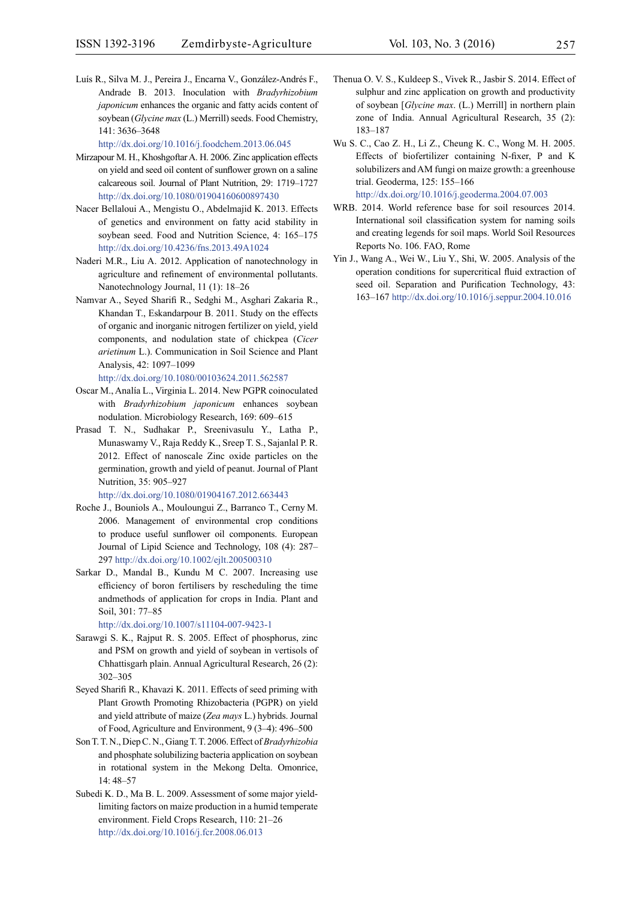Luís R., Silva M. J., Pereira J., Encarna V., González-Andrés F., Andrade B. 2013. Inoculation with *Bradyrhizobium japonicum* enhances the organic and fatty acids content of soybean (*Glycine max* (L.) Merrill) seeds. Food Chemistry, 141: 3636–3648 http://dx.doi.org/10.1016/j.foodchem.2013.06.045

Mirzapour M. H., Khoshgoftar A. H. 2006. Zinc application effects on yield and seed oil content of sunflower grown on a saline calcareous soil. Journal of Plant Nutrition, 29: 1719–1727 http://dx.doi.org/10.1080/01904160600897430

Nacer Bellaloui A., Mengistu O., Abdelmajid K. 2013. Effects of genetics and environment on fatty acid stability in soybean seed. Food and Nutrition Science, 4: 165–175 http://dx.doi.org/10.4236/fns.2013.49A1024

Naderi M.R., Liu A. 2012. Application of nanotechnology in agriculture and refinement of environmental pollutants. Nanotechnology Journal, 11 (1): 18–26

Namvar A., Seyed Sharifi R., Sedghi M., Asghari Zakaria R., Khandan T., Eskandarpour B. 2011. Study on the effects of organic and inorganic nitrogen fertilizer on yield, yield components, and nodulation state of chickpea (*Cicer arietinum* L.). Communication in Soil Science and Plant Analysis, 42: 1097–1099 http://dx.doi.org/10.1080/00103624.2011.562587

Oscar M., Analía L., Virginia L. 2014. New PGPR coinoculated with *Bradyrhizobium japonicum* enhances soybean nodulation. Microbiology Research, 169: 609–615

Prasad T. N., Sudhakar P., Sreenivasulu Y., Latha P., Munaswamy V., Raja Reddy K., Sreep T. S., Sajanlal P. R. 2012. Effect of nanoscale Zinc oxide particles on the germination, growth and yield of peanut. Journal of Plant Nutrition, 35: 905–927 http://dx.doi.org/10.1080/01904167.2012.663443

Roche J., Bouniols A., Mouloungui Z., Barranco T., Cerny M. 2006. Management of environmental crop conditions to produce useful sunflower oil components. European Journal of Lipid Science and Technology, 108 (4): 287–297 http://dx.doi.org/10.1002/ejlt.200500310

Sarkar D., Mandal B., Kundu M C. 2007. Increasing use efficiency of boron fertilisers by rescheduling the time andmethods of application for crops in India. Plant and Soil, 301: 77–85 http://dx.doi.org/10.1007/s11104-007-9423-1

Sarawgi S. K., Rajput R. S. 2005. Effect of phosphorus, zinc and PSM on growth and yield of soybean in vertisols of Chhattisgarh plain. Annual Agricultural Research, 26 (2): 302–305

Seyed Sharifi R., Khavazi K. 2011. Effects of seed priming with Plant Growth Promoting Rhizobacteria (PGPR) on yield and yield attribute of maize (*Zea mays* L.) hybrids. Journal of Food, Agriculture and Environment, 9 (3–4): 496–500

Son T. T. N., Diep C. N., Giang T. T. 2006. Effect of *Bradyrhizobia* and phosphate solubilizing bacteria application on soybean in rotational system in the Mekong Delta. Omonrice, 14: 48–57

Subedi K. D., Ma B. L. 2009. Assessment of some major yield-limiting factors on maize production in a humid temperate environment. Field Crops Research, 110: 21–26 http://dx.doi.org/10.1016/j.fcr.2008.06.013

Thenua O. V. S., Kuldeep S., Vivek R., Jasbir S. 2014. Effect of sulphur and zinc application on growth and productivity of soybean [*Glycine max*. (L.) Merrill] in northern plain zone of India. Annual Agricultural Research, 35 (2): 183–187

Wu S. C., Cao Z. H., Li Z., Cheung K. C., Wong M. H. 2005. Effects of biofertilizer containing N-fixer, P and K solubilizers and AM fungi on maize growth: a greenhouse trial. Geoderma, 125: 155–166 http://dx.doi.org/10.1016/j.geoderma.2004.07.003

WRB. 2014. World reference base for soil resources 2014. International soil classification system for naming soils and creating legends for soil maps. World Soil Resources Reports No. 106. FAO, Rome

Yin J., Wang A., Wei W., Liu Y., Shi, W. 2005. Analysis of the operation conditions for supercritical fluid extraction of seed oil. Separation and Purification Technology, 43: 163–167 http://dx.doi.org/10.1016/j.seppur.2004.10.016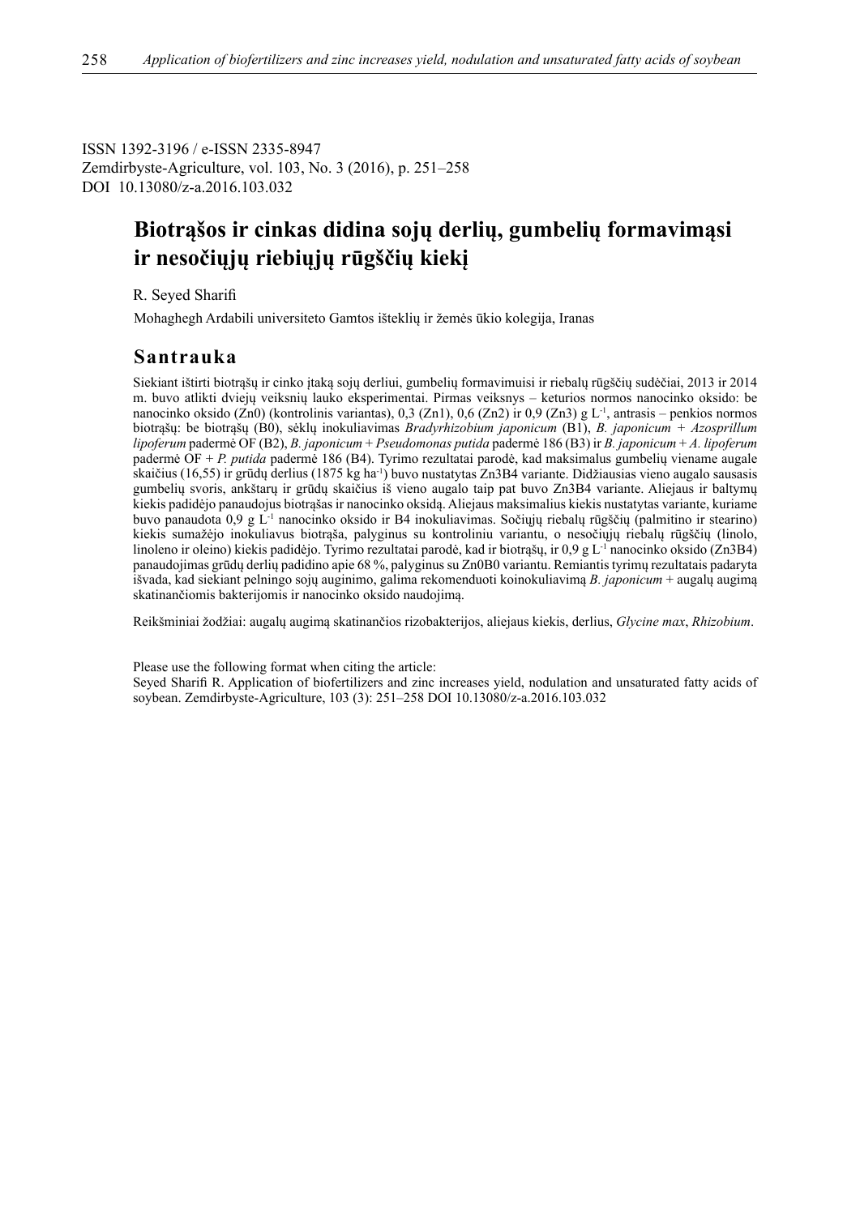ISSN 1392-3196 / e-ISSN 2335-8947
Zemdirbyste-Agriculture, vol. 103, No. 3 (2016), p. 251–258
DOI 10.13080/z-a.2016.103.032

# Biotrąšos ir cinkas didina sojų derlių, gumbelių formavimąsi ir nesočiųjų riebiųjų rūgščių kiekį

R. Seyed Sharifi

Mohaghegh Ardabili universiteto Gamtos išteklių ir žemės ūkio kolegija, Iranas

## Santrauka

Siekiant ištirti biotrąšų ir cinko įtaką sojų derliui, gumbelių formavimuisi ir riebalų rūgščių sudėčiai, 2013 ir 2014 m. buvo atlikti dviejų veiksnių lauko eksperimentai. Pirmas veiksnys – keturios normos nanocinko oksido: be nanocinko oksido (Zn0) (kontrolinis variantas), 0,3 (Zn1), 0,6 (Zn2) ir 0,9 (Zn3) g $L^{-1}$, antrasis – penkios normos biotrąšų: be biotrąšų (B0), sėklų inokuliavimas *Bradyrhizobium japonicum* (B1), *B. japonicum* + *Azosprillum lipoferum* padermė OF (B2), *B. japonicum* + *Pseudomonas putida* padermė 186 (B3) ir *B. japonicum* + *A. lipoferum* padermė OF + *P. putida* padermė 186 (B4). Tyrimo rezultatai parodė, kad maksimalus gumbelių viename augale skaičius (16,55) ir grūdų derlius (1875 kg $ha^{-1}$) buvo nustatytas Zn3B4 variante. Didžiausias vieno augalo sausasis gumbelių svoris, ankštarų ir grūdų skaičius iš vieno augalo taip pat buvo Zn3B4 variante. Aliejaus ir baltymų kiekis padidėjo panaudojus biotrąšas ir nanocinko oksidą. Aliejaus maksimalius kiekis nustatytas variante, kuriame buvo panaudota 0,9 g $L^{-1}$ nanocinko oksido ir B4 inokuliavimas. Sočiųjų riebalų rūgščių (palmitino ir stearino) kiekis sumažėjo inokuliavus biotrąša, palyginus su kontroliniu variantu, o nesočiųjų riebalų rūgščių (linolo, linoleno ir oleino) kiekis padidėjo. Tyrimo rezultatai parodė, kad ir biotrąšų, ir 0,9 g $L^{-1}$ nanocinko oksido (Zn3B4) panaudojimas grūdų derlių padidino apie 68 %, palyginus su Zn0B0 variantu. Remiantis tyrimų rezultatais padaryta išvada, kad siekiant pelningo sojų auginimo, galima rekomenduoti koinokuliavimą *B. japonicum* + augalų augimą skatinančiomis bakterijomis ir nanocinko oksido naudojimą.

Reikšminiai žodžiai: augalų augimą skatinančios rizobakterijos, aliejaus kiekis, derlius, *Glycine max*, *Rhizobium*.

Please use the following format when citing the article:
Seyed Sharifi R. Application of biofertilizers and zinc increases yield, nodulation and unsaturated fatty acids of soybean. Zemdirbyste-Agriculture, 103 (3): 251–258 DOI 10.13080/z-a.2016.103.032